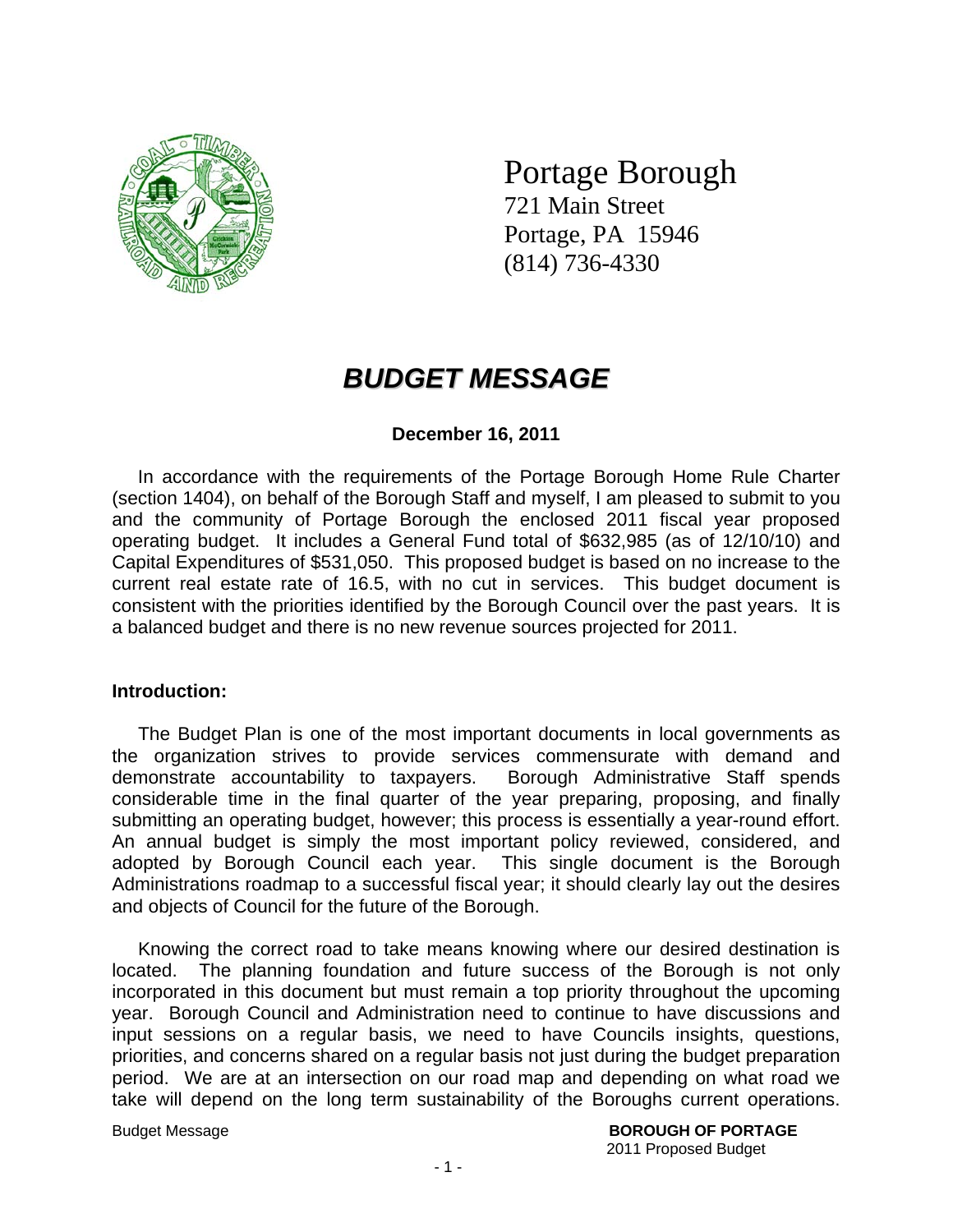# Portage Borough

721 Main Street
Portage, PA 15946
(814) 736-4330

## *BUDGET MESSAGE*

**December 16, 2011**

In accordance with the requirements of the Portage Borough Home Rule Charter (section 1404), on behalf of the Borough Staff and myself, I am pleased to submit to you and the community of Portage Borough the enclosed 2011 fiscal year proposed operating budget. It includes a General Fund total of $632,985 (as of 12/10/10) and Capital Expenditures of $531,050. This proposed budget is based on no increase to the current real estate rate of 16.5, with no cut in services. This budget document is consistent with the priorities identified by the Borough Council over the past years. It is a balanced budget and there is no new revenue sources projected for 2011.

**Introduction:**

The Budget Plan is one of the most important documents in local governments as the organization strives to provide services commensurate with demand and demonstrate accountability to taxpayers. Borough Administrative Staff spends considerable time in the final quarter of the year preparing, proposing, and finally submitting an operating budget, however; this process is essentially a year-round effort. An annual budget is simply the most important policy reviewed, considered, and adopted by Borough Council each year. This single document is the Borough Administrations roadmap to a successful fiscal year; it should clearly lay out the desires and objects of Council for the future of the Borough.

Knowing the correct road to take means knowing where our desired destination is located. The planning foundation and future success of the Borough is not only incorporated in this document but must remain a top priority throughout the upcoming year. Borough Council and Administration need to continue to have discussions and input sessions on a regular basis, we need to have Councils insights, questions, priorities, and concerns shared on a regular basis not just during the budget preparation period. We are at an intersection on our road map and depending on what road we take will depend on the long term sustainability of the Boroughs current operations.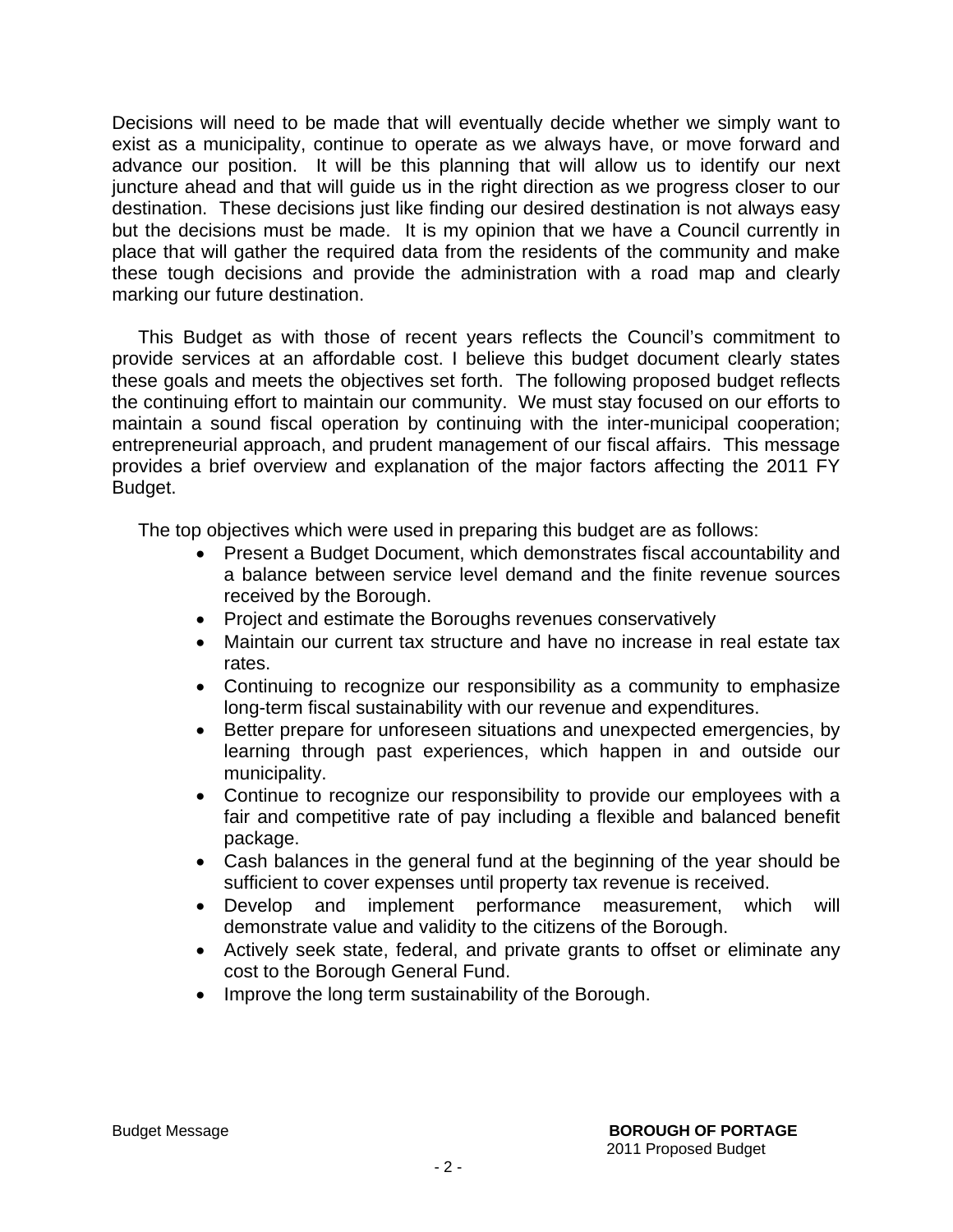Decisions will need to be made that will eventually decide whether we simply want to exist as a municipality, continue to operate as we always have, or move forward and advance our position. It will be this planning that will allow us to identify our next juncture ahead and that will guide us in the right direction as we progress closer to our destination. These decisions just like finding our desired destination is not always easy but the decisions must be made. It is my opinion that we have a Council currently in place that will gather the required data from the residents of the community and make these tough decisions and provide the administration with a road map and clearly marking our future destination.

This Budget as with those of recent years reflects the Council's commitment to provide services at an affordable cost. I believe this budget document clearly states these goals and meets the objectives set forth. The following proposed budget reflects the continuing effort to maintain our community. We must stay focused on our efforts to maintain a sound fiscal operation by continuing with the inter-municipal cooperation; entrepreneurial approach, and prudent management of our fiscal affairs. This message provides a brief overview and explanation of the major factors affecting the 2011 FY Budget.

The top objectives which were used in preparing this budget are as follows:

- Present a Budget Document, which demonstrates fiscal accountability and a balance between service level demand and the finite revenue sources received by the Borough.
- Project and estimate the Boroughs revenues conservatively
- Maintain our current tax structure and have no increase in real estate tax rates.
- Continuing to recognize our responsibility as a community to emphasize long-term fiscal sustainability with our revenue and expenditures.
- Better prepare for unforeseen situations and unexpected emergencies, by learning through past experiences, which happen in and outside our municipality.
- Continue to recognize our responsibility to provide our employees with a fair and competitive rate of pay including a flexible and balanced benefit package.
- Cash balances in the general fund at the beginning of the year should be sufficient to cover expenses until property tax revenue is received.
- Develop and implement performance measurement, which will demonstrate value and validity to the citizens of the Borough.
- Actively seek state, federal, and private grants to offset or eliminate any cost to the Borough General Fund.
- Improve the long term sustainability of the Borough.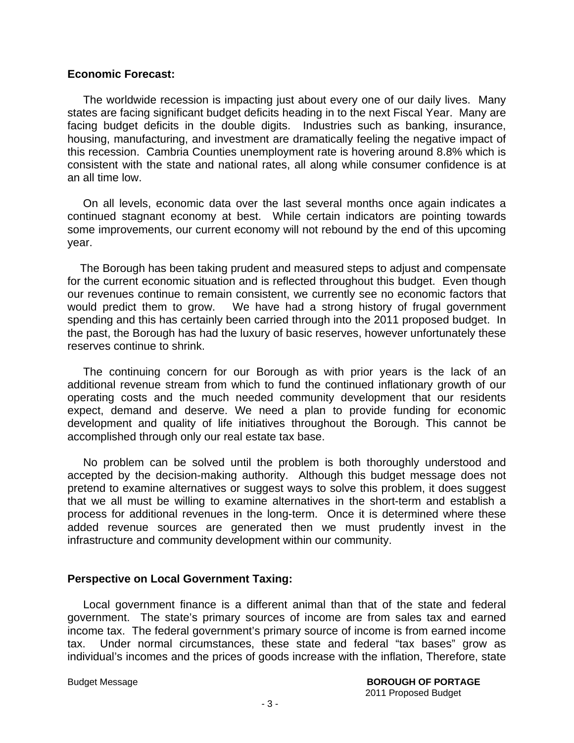**Economic Forecast:**

The worldwide recession is impacting just about every one of our daily lives. Many states are facing significant budget deficits heading in to the next Fiscal Year. Many are facing budget deficits in the double digits. Industries such as banking, insurance, housing, manufacturing, and investment are dramatically feeling the negative impact of this recession. Cambria Counties unemployment rate is hovering around 8.8% which is consistent with the state and national rates, all along while consumer confidence is at an all time low.

On all levels, economic data over the last several months once again indicates a continued stagnant economy at best. While certain indicators are pointing towards some improvements, our current economy will not rebound by the end of this upcoming year.

The Borough has been taking prudent and measured steps to adjust and compensate for the current economic situation and is reflected throughout this budget. Even though our revenues continue to remain consistent, we currently see no economic factors that would predict them to grow. We have had a strong history of frugal government spending and this has certainly been carried through into the 2011 proposed budget. In the past, the Borough has had the luxury of basic reserves, however unfortunately these reserves continue to shrink.

The continuing concern for our Borough as with prior years is the lack of an additional revenue stream from which to fund the continued inflationary growth of our operating costs and the much needed community development that our residents expect, demand and deserve. We need a plan to provide funding for economic development and quality of life initiatives throughout the Borough. This cannot be accomplished through only our real estate tax base.

No problem can be solved until the problem is both thoroughly understood and accepted by the decision-making authority. Although this budget message does not pretend to examine alternatives or suggest ways to solve this problem, it does suggest that we all must be willing to examine alternatives in the short-term and establish a process for additional revenues in the long-term. Once it is determined where these added revenue sources are generated then we must prudently invest in the infrastructure and community development within our community.

**Perspective on Local Government Taxing:**

Local government finance is a different animal than that of the state and federal government. The state's primary sources of income are from sales tax and earned income tax. The federal government's primary source of income is from earned income tax. Under normal circumstances, these state and federal "tax bases" grow as individual's incomes and the prices of goods increase with the inflation, Therefore, state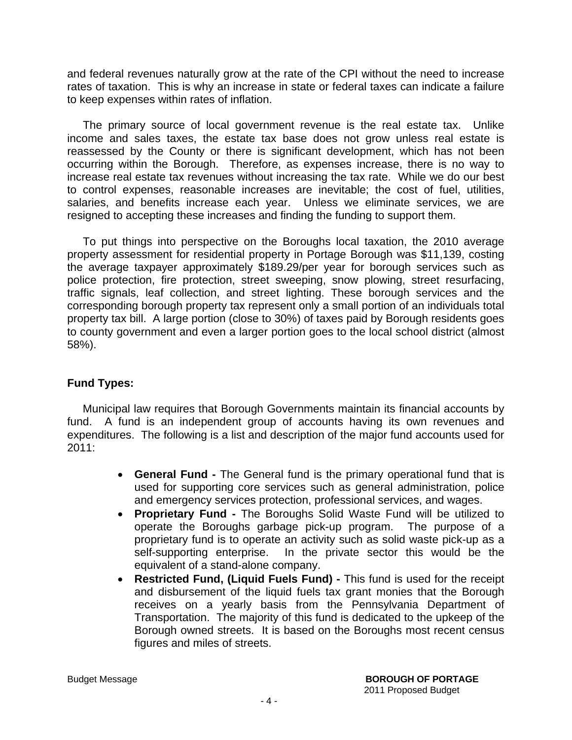and federal revenues naturally grow at the rate of the CPI without the need to increase rates of taxation. This is why an increase in state or federal taxes can indicate a failure to keep expenses within rates of inflation.

The primary source of local government revenue is the real estate tax. Unlike income and sales taxes, the estate tax base does not grow unless real estate is reassessed by the County or there is significant development, which has not been occurring within the Borough. Therefore, as expenses increase, there is no way to increase real estate tax revenues without increasing the tax rate. While we do our best to control expenses, reasonable increases are inevitable; the cost of fuel, utilities, salaries, and benefits increase each year. Unless we eliminate services, we are resigned to accepting these increases and finding the funding to support them.

To put things into perspective on the Boroughs local taxation, the 2010 average property assessment for residential property in Portage Borough was $11,139, costing the average taxpayer approximately $189.29/per year for borough services such as police protection, fire protection, street sweeping, snow plowing, street resurfacing, traffic signals, leaf collection, and street lighting. These borough services and the corresponding borough property tax represent only a small portion of an individuals total property tax bill. A large portion (close to 30%) of taxes paid by Borough residents goes to county government and even a larger portion goes to the local school district (almost 58%).

**Fund Types:**

Municipal law requires that Borough Governments maintain its financial accounts by fund. A fund is an independent group of accounts having its own revenues and expenditures. The following is a list and description of the major fund accounts used for 2011:

- **General Fund -** The General fund is the primary operational fund that is used for supporting core services such as general administration, police and emergency services protection, professional services, and wages.
- **Proprietary Fund -** The Boroughs Solid Waste Fund will be utilized to operate the Boroughs garbage pick-up program. The purpose of a proprietary fund is to operate an activity such as solid waste pick-up as a self-supporting enterprise. In the private sector this would be the equivalent of a stand-alone company.
- **Restricted Fund, (Liquid Fuels Fund) -** This fund is used for the receipt and disbursement of the liquid fuels tax grant monies that the Borough receives on a yearly basis from the Pennsylvania Department of Transportation. The majority of this fund is dedicated to the upkeep of the Borough owned streets. It is based on the Boroughs most recent census figures and miles of streets.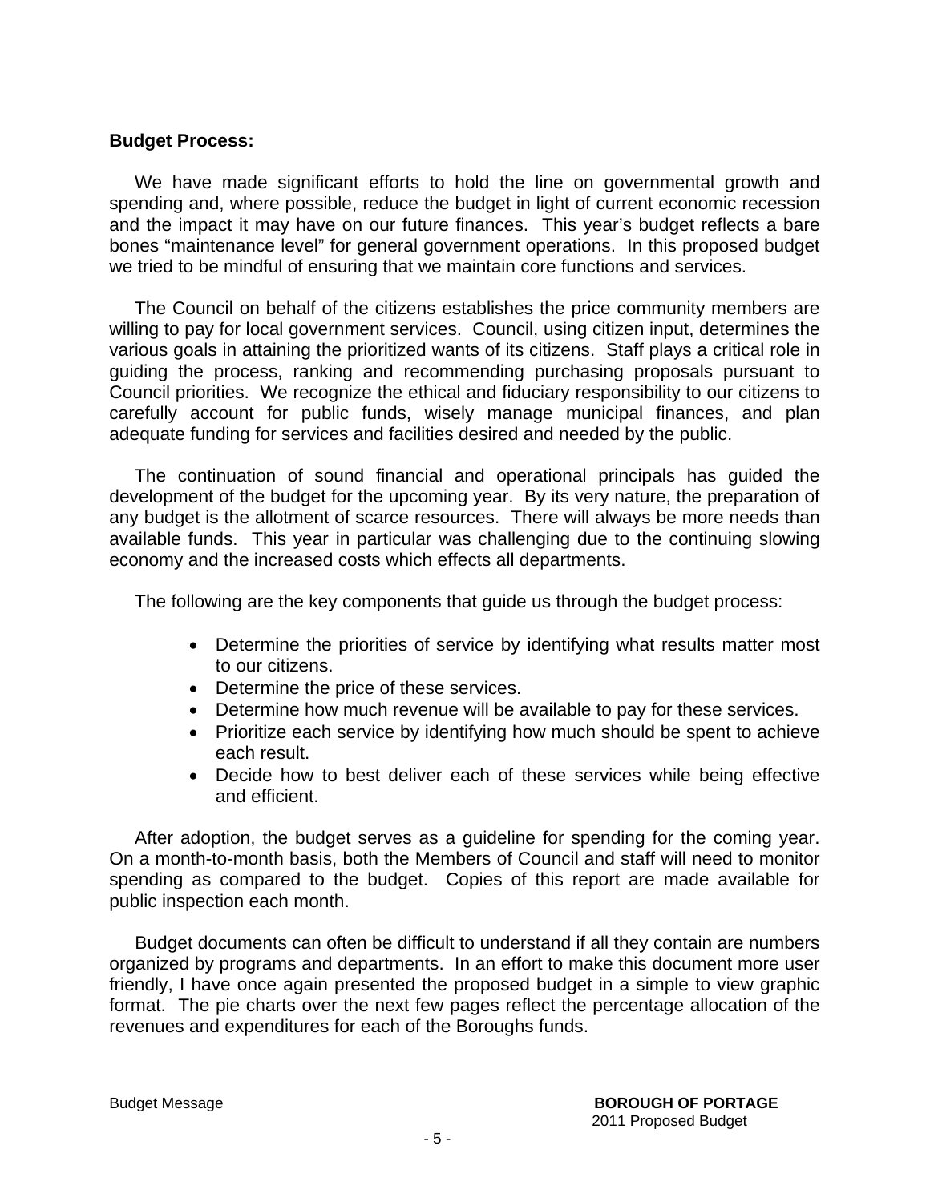**Budget Process:**

We have made significant efforts to hold the line on governmental growth and spending and, where possible, reduce the budget in light of current economic recession and the impact it may have on our future finances. This year's budget reflects a bare bones "maintenance level" for general government operations. In this proposed budget we tried to be mindful of ensuring that we maintain core functions and services.

The Council on behalf of the citizens establishes the price community members are willing to pay for local government services. Council, using citizen input, determines the various goals in attaining the prioritized wants of its citizens. Staff plays a critical role in guiding the process, ranking and recommending purchasing proposals pursuant to Council priorities. We recognize the ethical and fiduciary responsibility to our citizens to carefully account for public funds, wisely manage municipal finances, and plan adequate funding for services and facilities desired and needed by the public.

The continuation of sound financial and operational principals has guided the development of the budget for the upcoming year. By its very nature, the preparation of any budget is the allotment of scarce resources. There will always be more needs than available funds. This year in particular was challenging due to the continuing slowing economy and the increased costs which effects all departments.

The following are the key components that guide us through the budget process:

- Determine the priorities of service by identifying what results matter most to our citizens.
- Determine the price of these services.
- Determine how much revenue will be available to pay for these services.
- Prioritize each service by identifying how much should be spent to achieve each result.
- Decide how to best deliver each of these services while being effective and efficient.

After adoption, the budget serves as a guideline for spending for the coming year. On a month-to-month basis, both the Members of Council and staff will need to monitor spending as compared to the budget. Copies of this report are made available for public inspection each month.

Budget documents can often be difficult to understand if all they contain are numbers organized by programs and departments. In an effort to make this document more user friendly, I have once again presented the proposed budget in a simple to view graphic format. The pie charts over the next few pages reflect the percentage allocation of the revenues and expenditures for each of the Boroughs funds.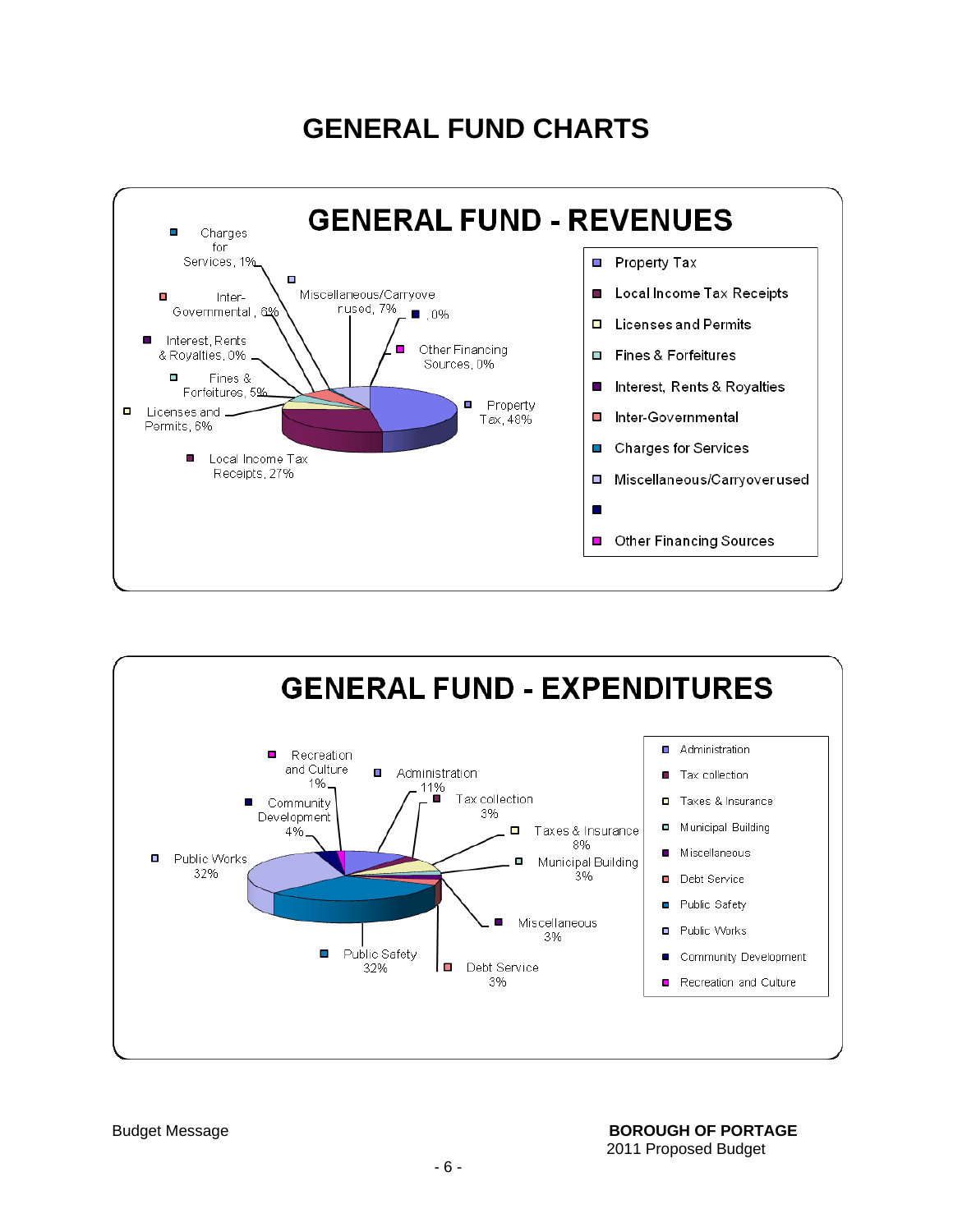# GENERAL FUND CHARTS

## GENERAL FUND - REVENUES

| Category | Percent |
|---|---|
| Property Tax | 48% |
| Local Income Tax Receipts | 27% |
| Licenses and Permits | 6% |
| Fines & Forfeitures | 5% |
| Interest, Rents & Royalties | 0% |
| Inter-Governmental | 6% |
| Charges for Services | 1% |
| Miscellaneous/Carryover used | 7% |
| | 0% |
| Other Financing Sources | 0% |

## GENERAL FUND - EXPENDITURES

| Category | Percent |
|---|---|
| Administration | 11% |
| Tax collection | 3% |
| Taxes & Insurance | 8% |
| Municipal Building | 3% |
| Miscellaneous | 3% |
| Debt Service | 3% |
| Public Safety | 32% |
| Public Works | 32% |
| Community Development | 4% |
| Recreation and Culture | 1% |

Budget Message

**BOROUGH OF PORTAGE**
2011 Proposed Budget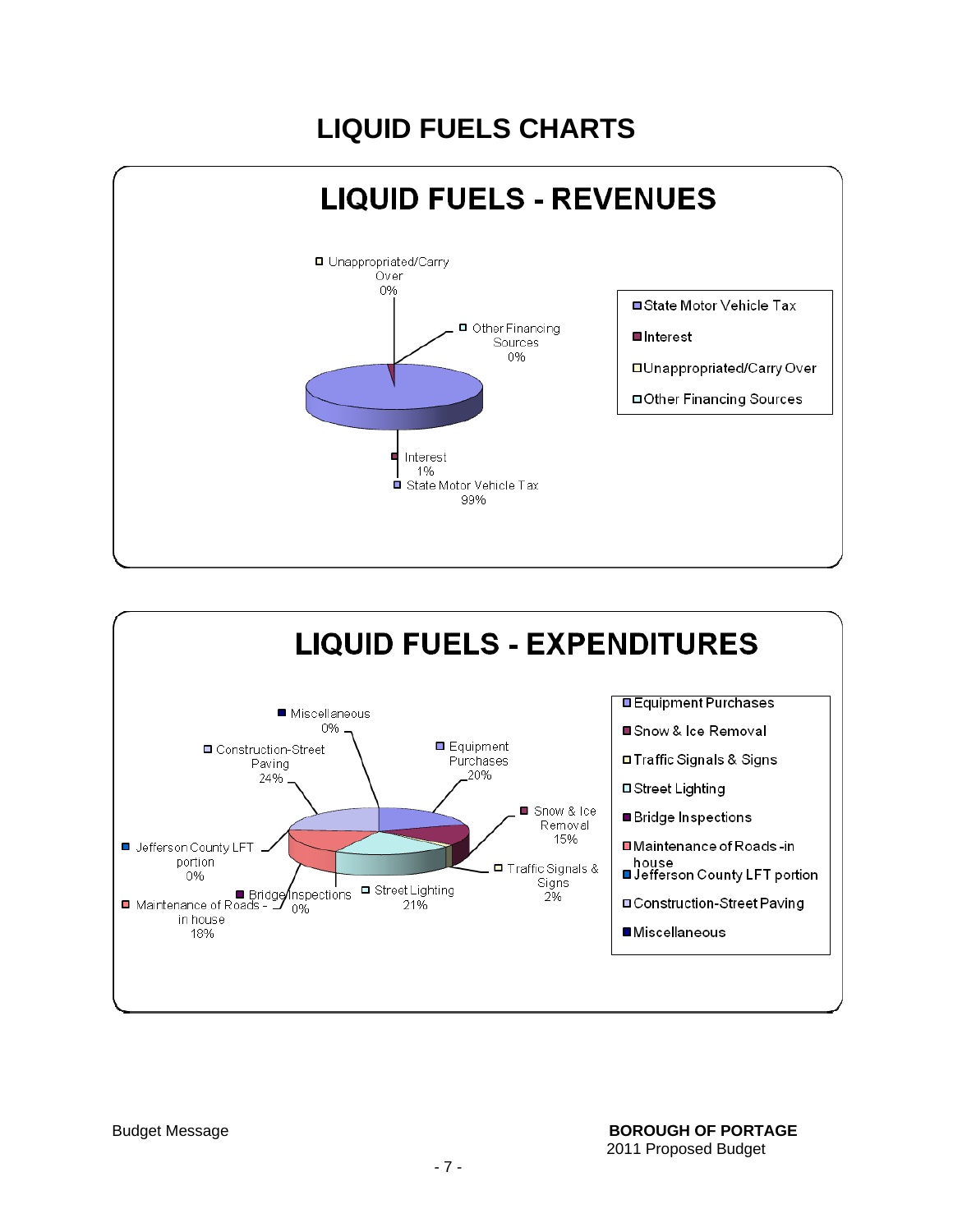# LIQUID FUELS CHARTS

## LIQUID FUELS - REVENUES

Unappropriated/Carry Over 0%

Other Financing Sources 0%

Interest 1%

State Motor Vehicle Tax 99%

- State Motor Vehicle Tax
- Interest
- Unappropriated/Carry Over
- Other Financing Sources

## LIQUID FUELS - EXPENDITURES

Miscellaneous 0%

Construction-Street Paving 24%

Equipment Purchases 20%

Snow & Ice Removal 15%

Jefferson County LFT portion 0%

Traffic Signals & Signs 2%

Bridge Inspections 0%

Street Lighting 21%

Maintenance of Roads - in house 18%

- Equipment Purchases
- Snow & Ice Removal
- Traffic Signals & Signs
- Street Lighting
- Bridge Inspections
- Maintenance of Roads -in house
- Jefferson County LFT portion
- Construction-Street Paving
- Miscellaneous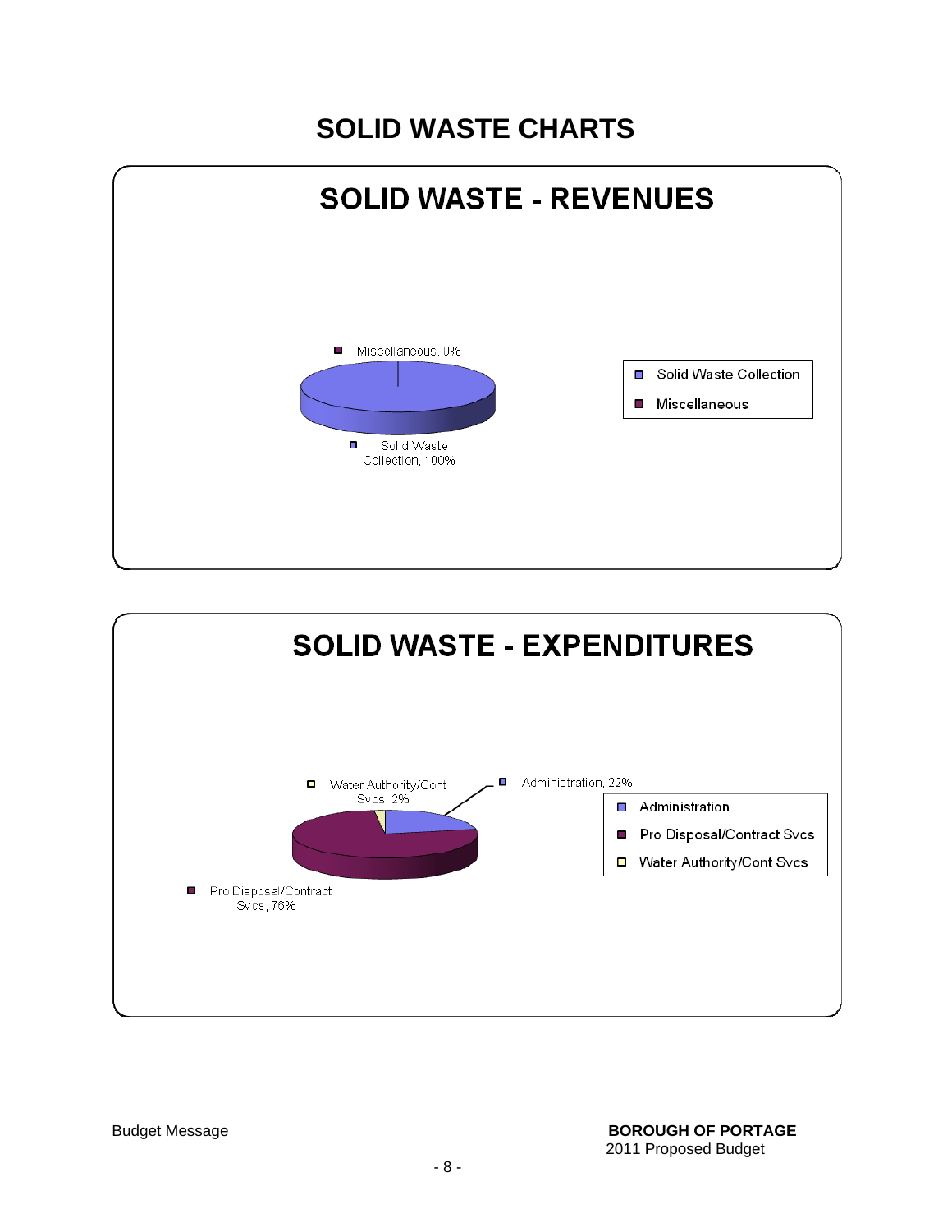# SOLID WASTE CHARTS

## SOLID WASTE - REVENUES

Miscellaneous, 0%

Solid Waste Collection, 100%

- Solid Waste Collection
- Miscellaneous

## SOLID WASTE - EXPENDITURES

Water Authority/Cont Svcs, 2%

Administration, 22%

Pro Disposal/Contract Svcs, 76%

- Administration
- Pro Disposal/Contract Svcs
- Water Authority/Cont Svcs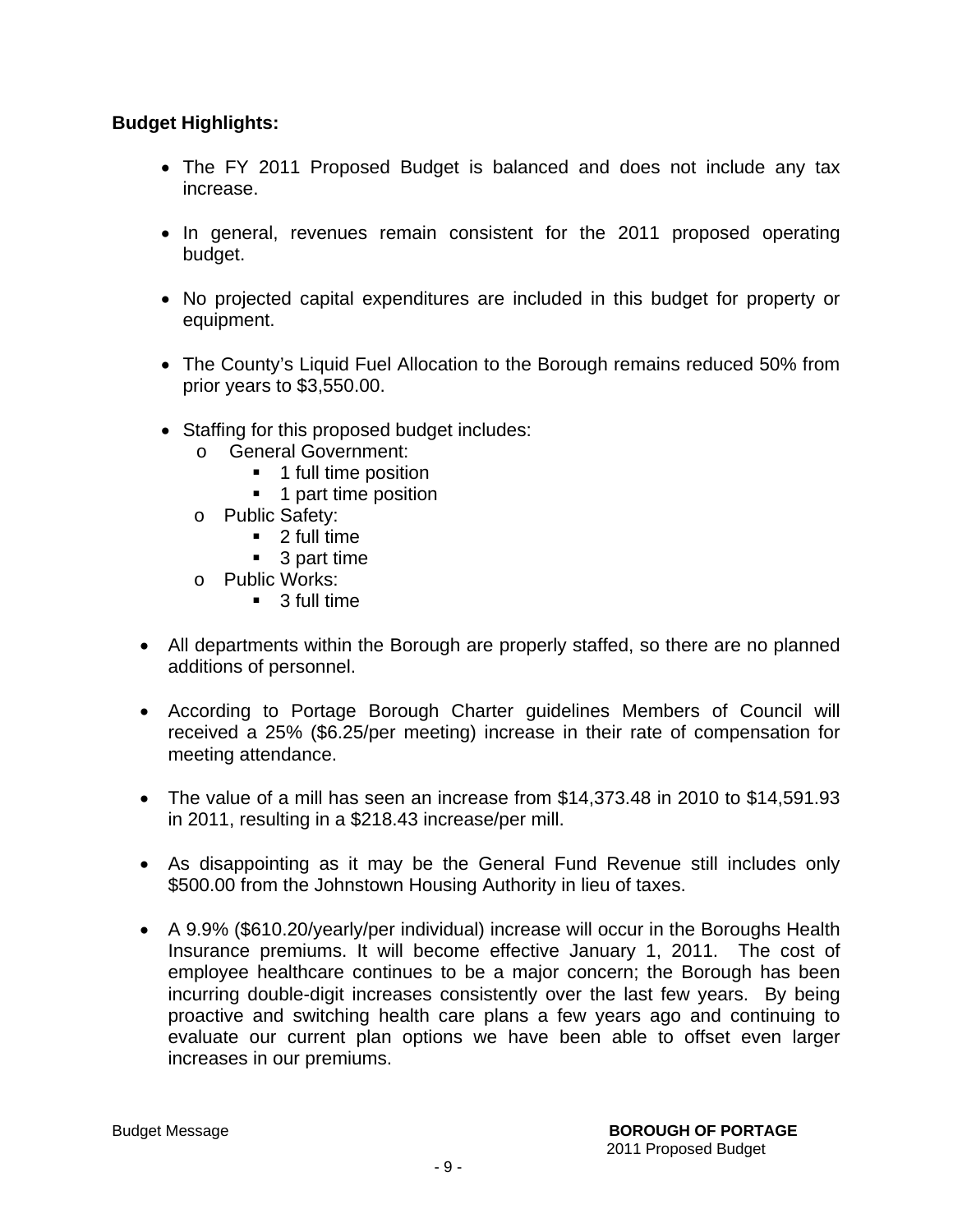**Budget Highlights:**

- The FY 2011 Proposed Budget is balanced and does not include any tax increase.
- In general, revenues remain consistent for the 2011 proposed operating budget.
- No projected capital expenditures are included in this budget for property or equipment.
- The County's Liquid Fuel Allocation to the Borough remains reduced 50% from prior years to $3,550.00.
- Staffing for this proposed budget includes:
  - General Government:
    - 1 full time position
    - 1 part time position
  - Public Safety:
    - 2 full time
    - 3 part time
  - Public Works:
    - 3 full time

- All departments within the Borough are properly staffed, so there are no planned additions of personnel.
- According to Portage Borough Charter guidelines Members of Council will received a 25% ($6.25/per meeting) increase in their rate of compensation for meeting attendance.
- The value of a mill has seen an increase from $14,373.48 in 2010 to $14,591.93 in 2011, resulting in a $218.43 increase/per mill.
- As disappointing as it may be the General Fund Revenue still includes only $500.00 from the Johnstown Housing Authority in lieu of taxes.
- A 9.9% ($610.20/yearly/per individual) increase will occur in the Boroughs Health Insurance premiums. It will become effective January 1, 2011. The cost of employee healthcare continues to be a major concern; the Borough has been incurring double-digit increases consistently over the last few years. By being proactive and switching health care plans a few years ago and continuing to evaluate our current plan options we have been able to offset even larger increases in our premiums.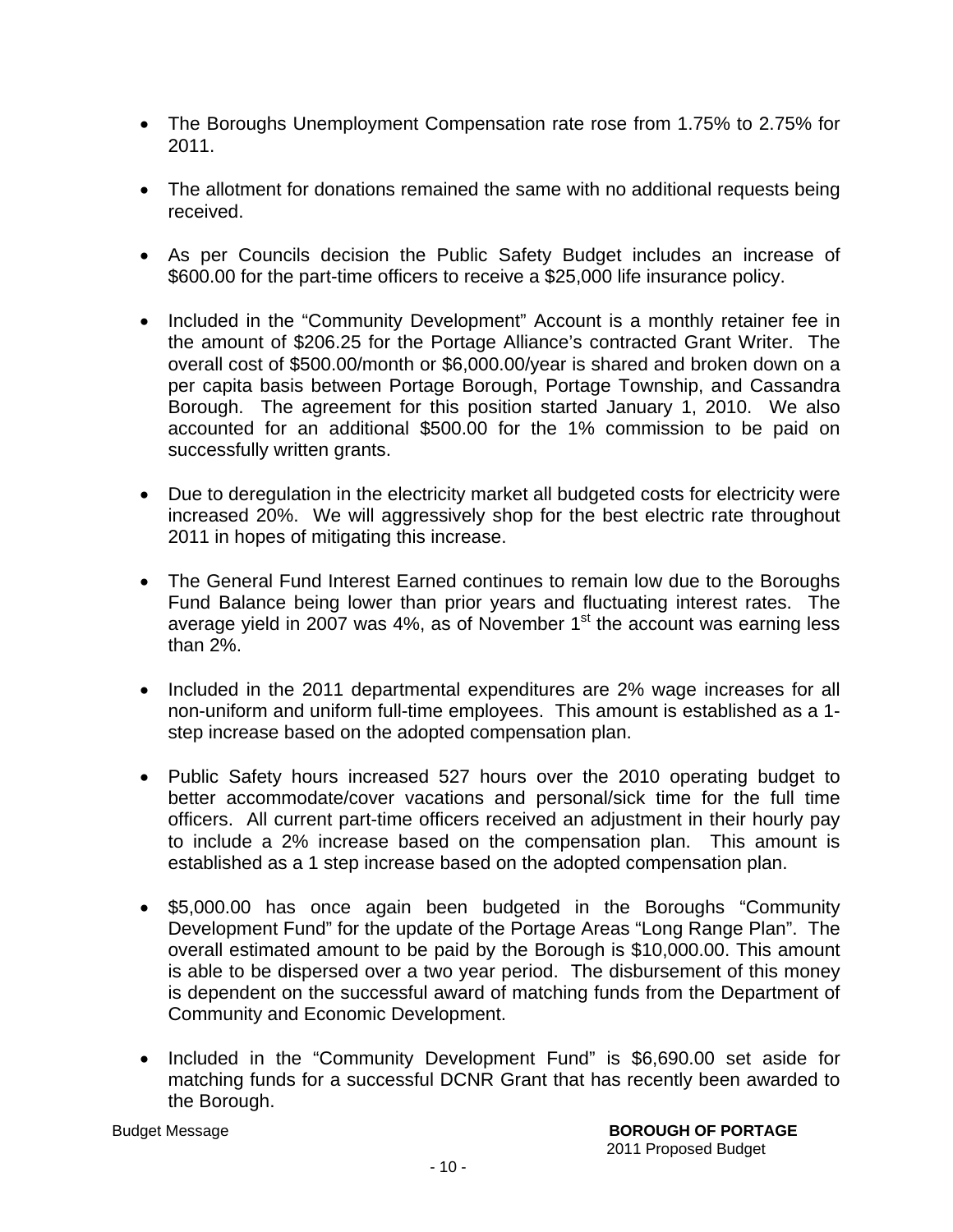- The Boroughs Unemployment Compensation rate rose from 1.75% to 2.75% for 2011.

- The allotment for donations remained the same with no additional requests being received.

- As per Councils decision the Public Safety Budget includes an increase of $600.00 for the part-time officers to receive a $25,000 life insurance policy.

- Included in the "Community Development" Account is a monthly retainer fee in the amount of $206.25 for the Portage Alliance's contracted Grant Writer. The overall cost of $500.00/month or $6,000.00/year is shared and broken down on a per capita basis between Portage Borough, Portage Township, and Cassandra Borough. The agreement for this position started January 1, 2010. We also accounted for an additional $500.00 for the 1% commission to be paid on successfully written grants.

- Due to deregulation in the electricity market all budgeted costs for electricity were increased 20%. We will aggressively shop for the best electric rate throughout 2011 in hopes of mitigating this increase.

- The General Fund Interest Earned continues to remain low due to the Boroughs Fund Balance being lower than prior years and fluctuating interest rates. The average yield in 2007 was 4%, as of November 1st the account was earning less than 2%.

- Included in the 2011 departmental expenditures are 2% wage increases for all non-uniform and uniform full-time employees. This amount is established as a 1-step increase based on the adopted compensation plan.

- Public Safety hours increased 527 hours over the 2010 operating budget to better accommodate/cover vacations and personal/sick time for the full time officers. All current part-time officers received an adjustment in their hourly pay to include a 2% increase based on the compensation plan. This amount is established as a 1 step increase based on the adopted compensation plan.

- $5,000.00 has once again been budgeted in the Boroughs "Community Development Fund" for the update of the Portage Areas "Long Range Plan". The overall estimated amount to be paid by the Borough is $10,000.00. This amount is able to be dispersed over a two year period. The disbursement of this money is dependent on the successful award of matching funds from the Department of Community and Economic Development.

- Included in the "Community Development Fund" is $6,690.00 set aside for matching funds for a successful DCNR Grant that has recently been awarded to the Borough.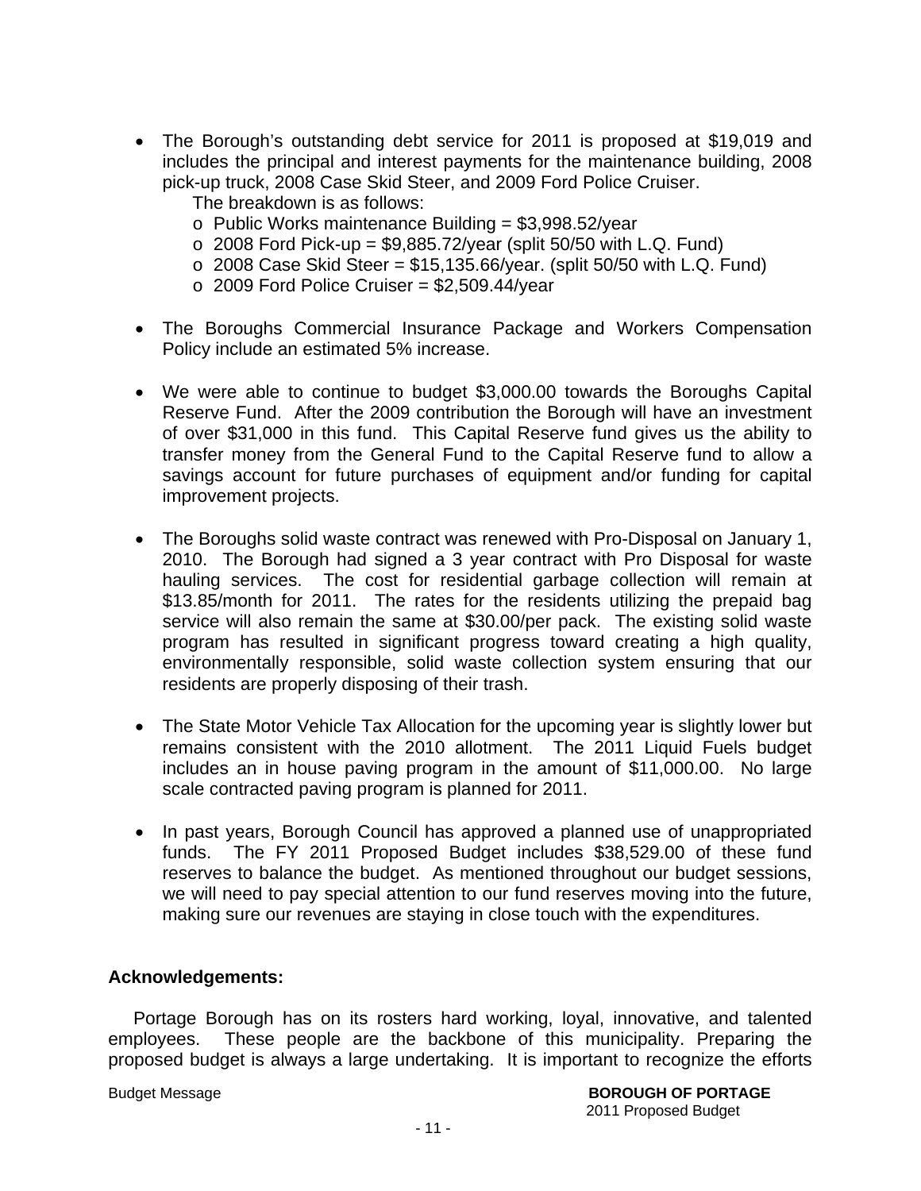- The Borough's outstanding debt service for 2011 is proposed at $19,019 and includes the principal and interest payments for the maintenance building, 2008 pick-up truck, 2008 Case Skid Steer, and 2009 Ford Police Cruiser.

  The breakdown is as follows:
  - Public Works maintenance Building = $3,998.52/year
  - 2008 Ford Pick-up = $9,885.72/year (split 50/50 with L.Q. Fund)
  - 2008 Case Skid Steer = $15,135.66/year. (split 50/50 with L.Q. Fund)
  - 2009 Ford Police Cruiser = $2,509.44/year

- The Boroughs Commercial Insurance Package and Workers Compensation Policy include an estimated 5% increase.

- We were able to continue to budget $3,000.00 towards the Boroughs Capital Reserve Fund. After the 2009 contribution the Borough will have an investment of over $31,000 in this fund. This Capital Reserve fund gives us the ability to transfer money from the General Fund to the Capital Reserve fund to allow a savings account for future purchases of equipment and/or funding for capital improvement projects.

- The Boroughs solid waste contract was renewed with Pro-Disposal on January 1, 2010. The Borough had signed a 3 year contract with Pro Disposal for waste hauling services. The cost for residential garbage collection will remain at $13.85/month for 2011. The rates for the residents utilizing the prepaid bag service will also remain the same at $30.00/per pack. The existing solid waste program has resulted in significant progress toward creating a high quality, environmentally responsible, solid waste collection system ensuring that our residents are properly disposing of their trash.

- The State Motor Vehicle Tax Allocation for the upcoming year is slightly lower but remains consistent with the 2010 allotment. The 2011 Liquid Fuels budget includes an in house paving program in the amount of $11,000.00. No large scale contracted paving program is planned for 2011.

- In past years, Borough Council has approved a planned use of unappropriated funds. The FY 2011 Proposed Budget includes $38,529.00 of these fund reserves to balance the budget. As mentioned throughout our budget sessions, we will need to pay special attention to our fund reserves moving into the future, making sure our revenues are staying in close touch with the expenditures.

**Acknowledgements:**

Portage Borough has on its rosters hard working, loyal, innovative, and talented employees. These people are the backbone of this municipality. Preparing the proposed budget is always a large undertaking. It is important to recognize the efforts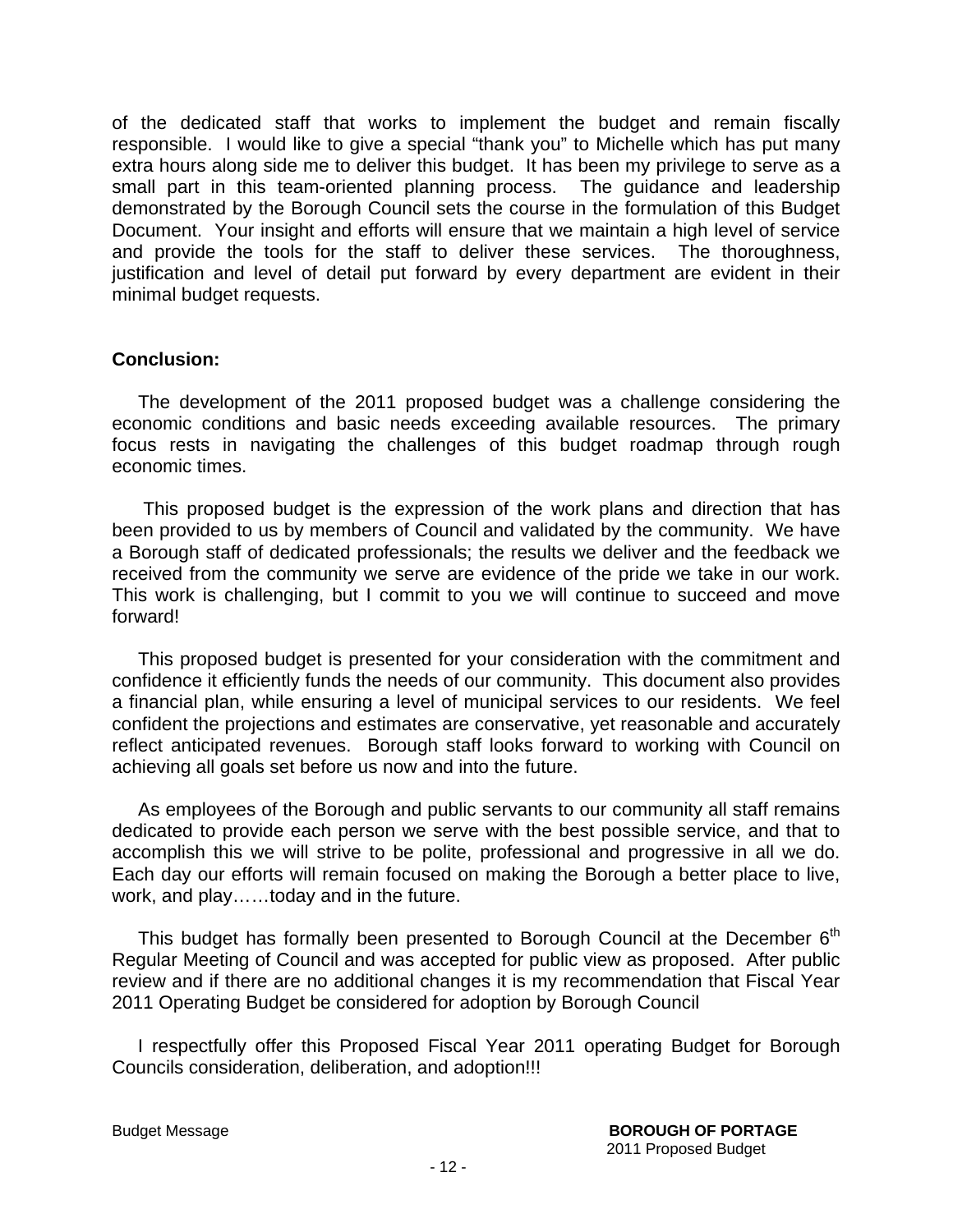of the dedicated staff that works to implement the budget and remain fiscally responsible. I would like to give a special "thank you" to Michelle which has put many extra hours along side me to deliver this budget. It has been my privilege to serve as a small part in this team-oriented planning process. The guidance and leadership demonstrated by the Borough Council sets the course in the formulation of this Budget Document. Your insight and efforts will ensure that we maintain a high level of service and provide the tools for the staff to deliver these services. The thoroughness, justification and level of detail put forward by every department are evident in their minimal budget requests.

**Conclusion:**

The development of the 2011 proposed budget was a challenge considering the economic conditions and basic needs exceeding available resources. The primary focus rests in navigating the challenges of this budget roadmap through rough economic times.

This proposed budget is the expression of the work plans and direction that has been provided to us by members of Council and validated by the community. We have a Borough staff of dedicated professionals; the results we deliver and the feedback we received from the community we serve are evidence of the pride we take in our work. This work is challenging, but I commit to you we will continue to succeed and move forward!

This proposed budget is presented for your consideration with the commitment and confidence it efficiently funds the needs of our community. This document also provides a financial plan, while ensuring a level of municipal services to our residents. We feel confident the projections and estimates are conservative, yet reasonable and accurately reflect anticipated revenues. Borough staff looks forward to working with Council on achieving all goals set before us now and into the future.

As employees of the Borough and public servants to our community all staff remains dedicated to provide each person we serve with the best possible service, and that to accomplish this we will strive to be polite, professional and progressive in all we do. Each day our efforts will remain focused on making the Borough a better place to live, work, and play……today and in the future.

This budget has formally been presented to Borough Council at the December 6th Regular Meeting of Council and was accepted for public view as proposed. After public review and if there are no additional changes it is my recommendation that Fiscal Year 2011 Operating Budget be considered for adoption by Borough Council

I respectfully offer this Proposed Fiscal Year 2011 operating Budget for Borough Councils consideration, deliberation, and adoption!!!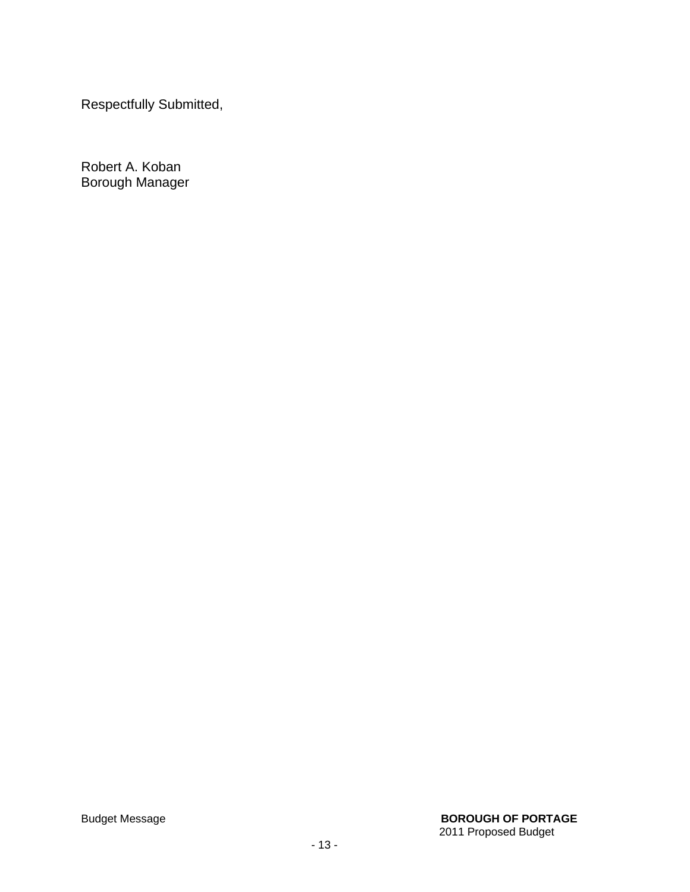Respectfully Submitted,

Robert A. Koban
Borough Manager